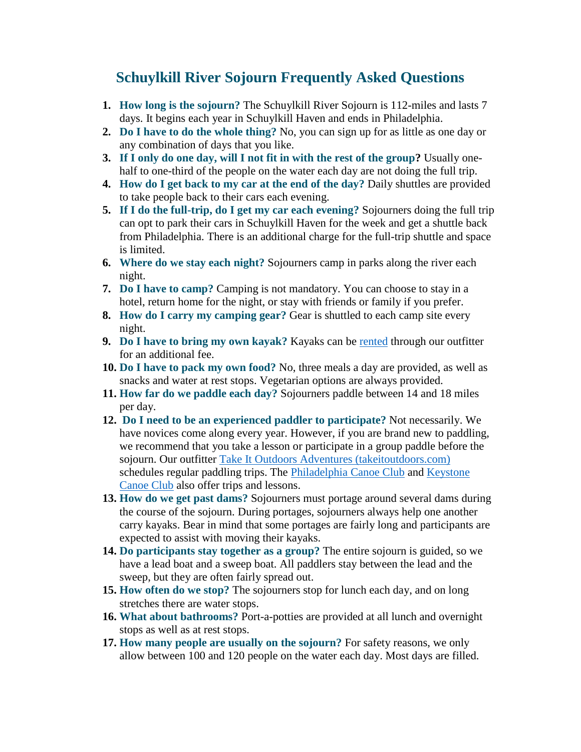# Schuylkill River Sojourn Frequently Asked Questions

1. **How long is the sojourn?** The Schuylkill River Sojourn is 112-miles and lasts 7 days. It begins each year in Schuylkill Haven and ends in Philadelphia.
2. **Do I have to do the whole thing?** No, you can sign up for as little as one day or any combination of days that you like.
3. **If I only do one day, will I not fit in with the rest of the group?** Usually one-half to one-third of the people on the water each day are not doing the full trip.
4. **How do I get back to my car at the end of the day?** Daily shuttles are provided to take people back to their cars each evening.
5. **If I do the full-trip, do I get my car each evening?** Sojourners doing the full trip can opt to park their cars in Schuylkill Haven for the week and get a shuttle back from Philadelphia. There is an additional charge for the full-trip shuttle and space is limited.
6. **Where do we stay each night?** Sojourners camp in parks along the river each night.
7. **Do I have to camp?** Camping is not mandatory. You can choose to stay in a hotel, return home for the night, or stay with friends or family if you prefer.
8. **How do I carry my camping gear?** Gear is shuttled to each camp site every night.
9. **Do I have to bring my own kayak?** Kayaks can be rented through our outfitter for an additional fee.
10. **Do I have to pack my own food?** No, three meals a day are provided, as well as snacks and water at rest stops. Vegetarian options are always provided.
11. **How far do we paddle each day?** Sojourners paddle between 14 and 18 miles per day.
12. **Do I need to be an experienced paddler to participate?** Not necessarily. We have novices come along every year. However, if you are brand new to paddling, we recommend that you take a lesson or participate in a group paddle before the sojourn. Our outfitter Take It Outdoors Adventures (takeitoutdoors.com) schedules regular paddling trips. The Philadelphia Canoe Club and Keystone Canoe Club also offer trips and lessons.
13. **How do we get past dams?** Sojourners must portage around several dams during the course of the sojourn. During portages, sojourners always help one another carry kayaks. Bear in mind that some portages are fairly long and participants are expected to assist with moving their kayaks.
14. **Do participants stay together as a group?** The entire sojourn is guided, so we have a lead boat and a sweep boat. All paddlers stay between the lead and the sweep, but they are often fairly spread out.
15. **How often do we stop?** The sojourners stop for lunch each day, and on long stretches there are water stops.
16. **What about bathrooms?** Port-a-potties are provided at all lunch and overnight stops as well as at rest stops.
17. **How many people are usually on the sojourn?** For safety reasons, we only allow between 100 and 120 people on the water each day. Most days are filled.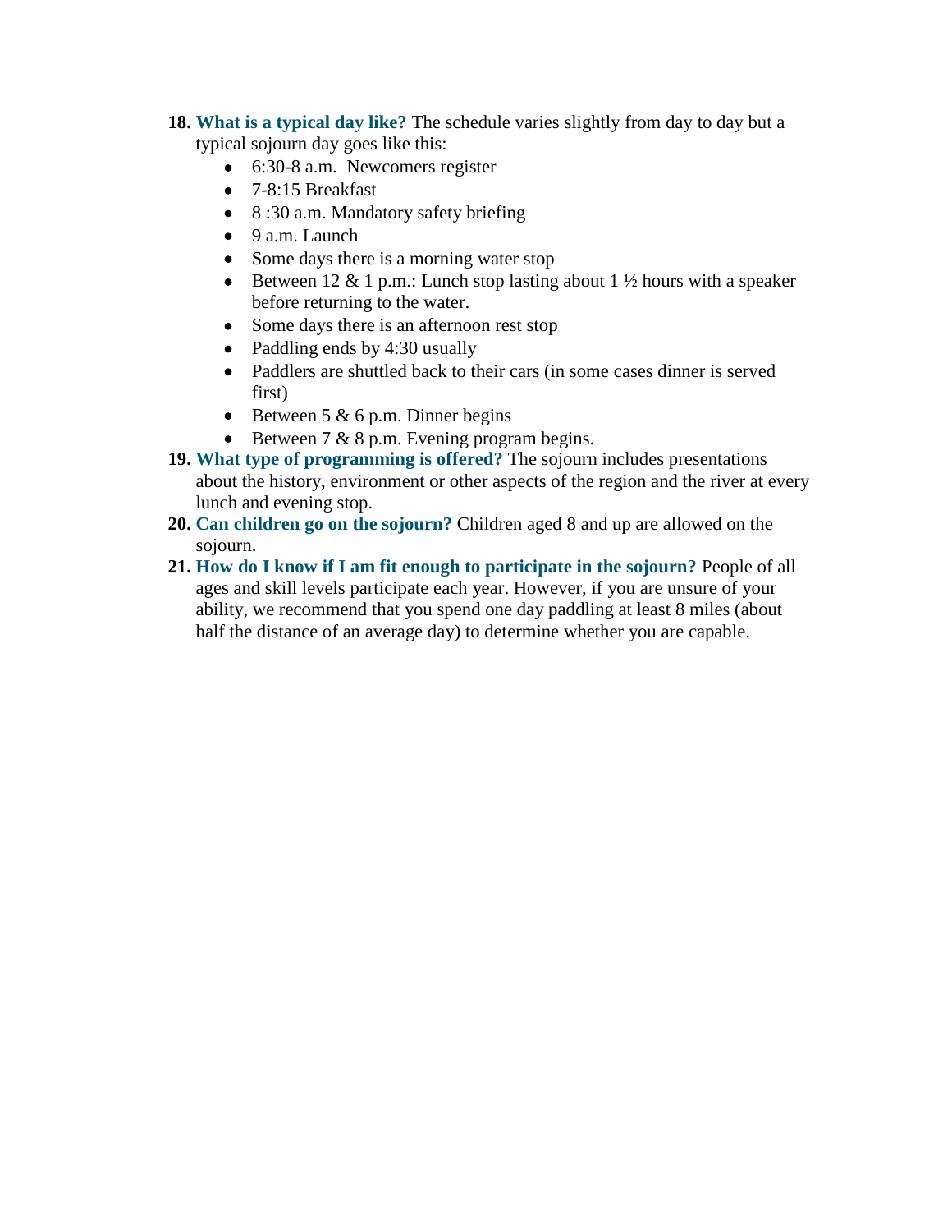18. **What is a typical day like?** The schedule varies slightly from day to day but a typical sojourn day goes like this:
    - 6:30-8 a.m. Newcomers register
    - 7-8:15 Breakfast
    - 8 :30 a.m. Mandatory safety briefing
    - 9 a.m. Launch
    - Some days there is a morning water stop
    - Between 12 & 1 p.m.: Lunch stop lasting about 1 ½ hours with a speaker before returning to the water.
    - Some days there is an afternoon rest stop
    - Paddling ends by 4:30 usually
    - Paddlers are shuttled back to their cars (in some cases dinner is served first)
    - Between 5 & 6 p.m. Dinner begins
    - Between 7 & 8 p.m. Evening program begins.
19. **What type of programming is offered?** The sojourn includes presentations about the history, environment or other aspects of the region and the river at every lunch and evening stop.
20. **Can children go on the sojourn?** Children aged 8 and up are allowed on the sojourn.
21. **How do I know if I am fit enough to participate in the sojourn?** People of all ages and skill levels participate each year. However, if you are unsure of your ability, we recommend that you spend one day paddling at least 8 miles (about half the distance of an average day) to determine whether you are capable.